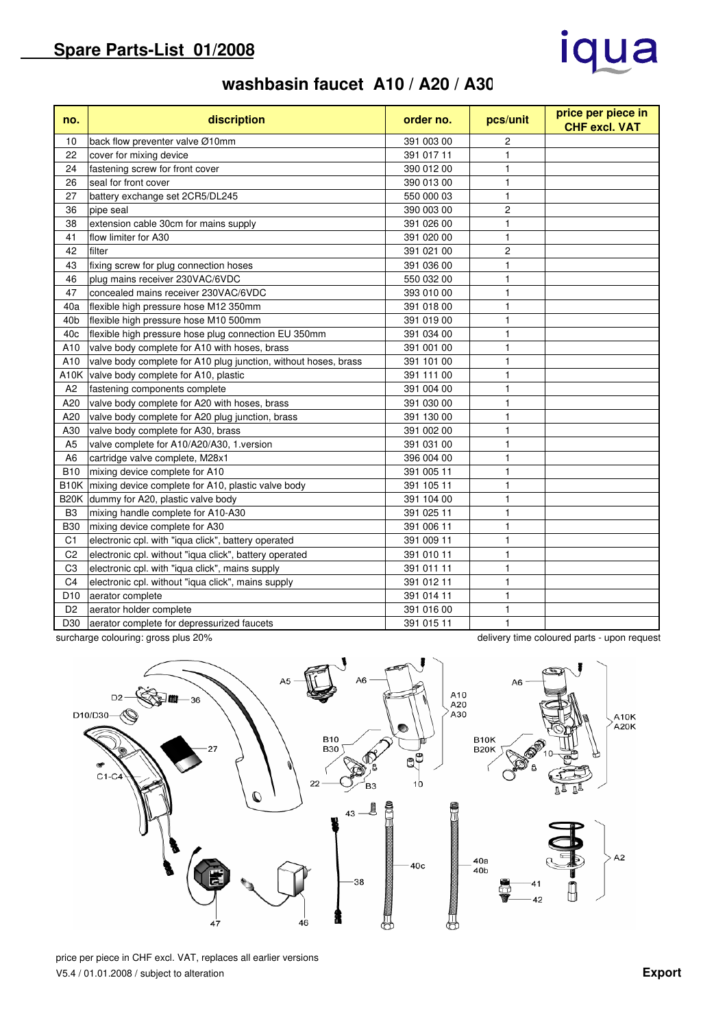# Spare Parts-List 01/2008

iqua

## washbasin faucet A10 / A20 / A30

| no. | discription | order no. | pcs/unit | price per piece in CHF excl. VAT |
|---|---|---|---|---|
| 10 | back flow preventer valve Ø10mm | 391 003 00 | 2 | |
| 22 | cover for mixing device | 391 017 11 | 1 | |
| 24 | fastening screw for front cover | 390 012 00 | 1 | |
| 26 | seal for front cover | 390 013 00 | 1 | |
| 27 | battery exchange set 2CR5/DL245 | 550 000 03 | 1 | |
| 36 | pipe seal | 390 003 00 | 2 | |
| 38 | extension cable 30cm for mains supply | 391 026 00 | 1 | |
| 41 | flow limiter for A30 | 391 020 00 | 1 | |
| 42 | filter | 391 021 00 | 2 | |
| 43 | fixing screw for plug connection hoses | 391 036 00 | 1 | |
| 46 | plug mains receiver 230VAC/6VDC | 550 032 00 | 1 | |
| 47 | concealed mains receiver 230VAC/6VDC | 393 010 00 | 1 | |
| 40a | flexible high pressure hose M12 350mm | 391 018 00 | 1 | |
| 40b | flexible high pressure hose M10 500mm | 391 019 00 | 1 | |
| 40c | flexible high pressure hose plug connection EU 350mm | 391 034 00 | 1 | |
| A10 | valve body complete for A10 with hoses, brass | 391 001 00 | 1 | |
| A10 | valve body complete for A10 plug junction, without hoses, brass | 391 101 00 | 1 | |
| A10K | valve body complete for A10, plastic | 391 111 00 | 1 | |
| A2 | fastening components complete | 391 004 00 | 1 | |
| A20 | valve body complete for A20 with hoses, brass | 391 030 00 | 1 | |
| A20 | valve body complete for A20 plug junction, brass | 391 130 00 | 1 | |
| A30 | valve body complete for A30, brass | 391 002 00 | 1 | |
| A5 | valve complete for A10/A20/A30, 1.version | 391 031 00 | 1 | |
| A6 | cartridge valve complete, M28x1 | 396 004 00 | 1 | |
| B10 | mixing device complete for A10 | 391 005 11 | 1 | |
| B10K | mixing device complete for A10, plastic valve body | 391 105 11 | 1 | |
| B20K | dummy for A20, plastic valve body | 391 104 00 | 1 | |
| B3 | mixing handle complete for A10-A30 | 391 025 11 | 1 | |
| B30 | mixing device complete for A30 | 391 006 11 | 1 | |
| C1 | electronic cpl. with "iqua click", battery operated | 391 009 11 | 1 | |
| C2 | electronic cpl. without "iqua click", battery operated | 391 010 11 | 1 | |
| C3 | electronic cpl. with "iqua click", mains supply | 391 011 11 | 1 | |
| C4 | electronic cpl. without "iqua click", mains supply | 391 012 11 | 1 | |
| D10 | aerator complete | 391 014 11 | 1 | |
| D2 | aerator holder complete | 391 016 00 | 1 | |
| D30 | aerator complete for depressurized faucets | 391 015 11 | 1 | |

surcharge colouring: gross plus 20%

delivery time coloured parts - upon request

price per piece in CHF excl. VAT, replaces all earlier versions

V5.4 / 01.01.2008 / subject to alteration

Export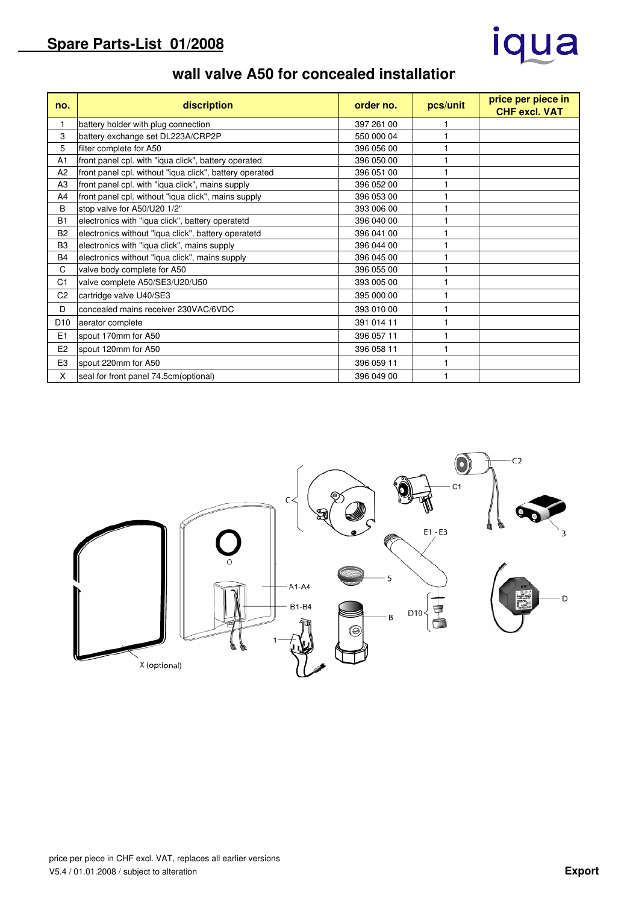# Spare Parts-List 01/2008

iqua

## wall valve A50 for concealed installation

| no. | discription | order no. | pcs/unit | price per piece in CHF excl. VAT |
|---|---|---|---|---|
| 1 | battery holder with plug connection | 397 261 00 | 1 | |
| 3 | battery exchange set DL223A/CRP2P | 550 000 04 | 1 | |
| 5 | filter complete for A50 | 396 056 00 | 1 | |
| A1 | front panel cpl. with "iqua click", battery operated | 396 050 00 | 1 | |
| A2 | front panel cpl. without "iqua click", battery operated | 396 051 00 | 1 | |
| A3 | front panel cpl. with "iqua click", mains supply | 396 052 00 | 1 | |
| A4 | front panel cpl. without "iqua click", mains supply | 396 053 00 | 1 | |
| B | stop valve for A50/U20 1/2" | 393 006 00 | 1 | |
| B1 | electronics with "iqua click", battery operatetd | 396 040 00 | 1 | |
| B2 | electronics without "iqua click", battery operatetd | 396 041 00 | 1 | |
| B3 | electronics with "iqua click", mains supply | 396 044 00 | 1 | |
| B4 | electronics without "iqua click", mains supply | 396 045 00 | 1 | |
| C | valve body complete for A50 | 396 055 00 | 1 | |
| C1 | valve complete A50/SE3/U20/U50 | 393 005 00 | 1 | |
| C2 | cartridge valve U40/SE3 | 395 000 00 | 1 | |
| D | concealed mains receiver 230VAC/6VDC | 393 010 00 | 1 | |
| D10 | aerator complete | 391 014 11 | 1 | |
| E1 | spout 170mm for A50 | 396 057 11 | 1 | |
| E2 | spout 120mm for A50 | 396 058 11 | 1 | |
| E3 | spout 220mm for A50 | 396 059 11 | 1 | |
| X | seal for front panel 74.5cm(optional) | 396 049 00 | 1 | |

price per piece in CHF excl. VAT, replaces all earlier versions
V5.4 / 01.01.2008 / subject to alteration

**Export**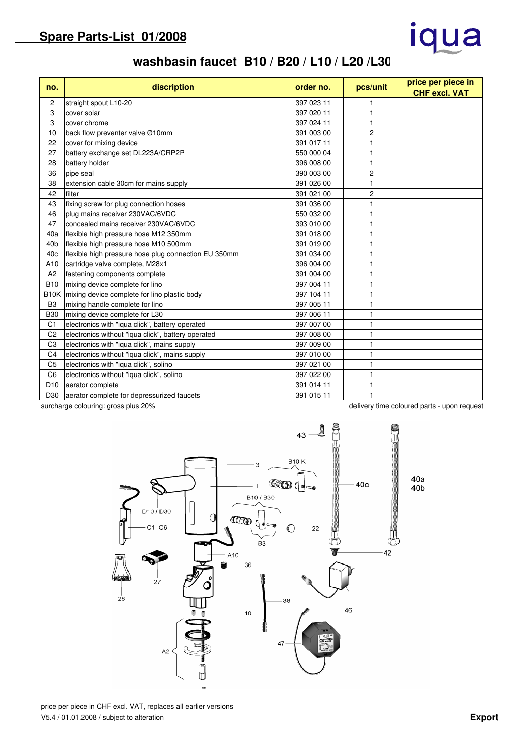## Spare Parts-List 01/2008

iqua

# washbasin faucet B10 / B20 / L10 / L20 /L30

| no. | discription | order no. | pcs/unit | price per piece in CHF excl. VAT |
|---|---|---|---|---|
| 2 | straight spout L10-20 | 397 023 11 | 1 | |
| 3 | cover solar | 397 020 11 | 1 | |
| 3 | cover chrome | 397 024 11 | 1 | |
| 10 | back flow preventer valve Ø10mm | 391 003 00 | 2 | |
| 22 | cover for mixing device | 391 017 11 | 1 | |
| 27 | battery exchange set DL223A/CRP2P | 550 000 04 | 1 | |
| 28 | battery holder | 396 008 00 | 1 | |
| 36 | pipe seal | 390 003 00 | 2 | |
| 38 | extension cable 30cm for mains supply | 391 026 00 | 1 | |
| 42 | filter | 391 021 00 | 2 | |
| 43 | fixing screw for plug connection hoses | 391 036 00 | 1 | |
| 46 | plug mains receiver 230VAC/6VDC | 550 032 00 | 1 | |
| 47 | concealed mains receiver 230VAC/6VDC | 393 010 00 | 1 | |
| 40a | flexible high pressure hose M12 350mm | 391 018 00 | 1 | |
| 40b | flexible high pressure hose M10 500mm | 391 019 00 | 1 | |
| 40c | flexible high pressure hose plug connection EU 350mm | 391 034 00 | 1 | |
| A10 | cartridge valve complete, M28x1 | 396 004 00 | 1 | |
| A2 | fastening components complete | 391 004 00 | 1 | |
| B10 | mixing device complete for lino | 397 004 11 | 1 | |
| B10K | mixing device complete for lino plastic body | 397 104 11 | 1 | |
| B3 | mixing handle complete for lino | 397 005 11 | 1 | |
| B30 | mixing device complete for L30 | 397 006 11 | 1 | |
| C1 | electronics with "iqua click", battery operated | 397 007 00 | 1 | |
| C2 | electronics without "iqua click", battery operated | 397 008 00 | 1 | |
| C3 | electronics with "iqua click", mains supply | 397 009 00 | 1 | |
| C4 | electronics without "iqua click", mains supply | 397 010 00 | 1 | |
| C5 | electronics with "iqua click", solino | 397 021 00 | 1 | |
| C6 | electronics without "iqua click", solino | 397 022 00 | 1 | |
| D10 | aerator complete | 391 014 11 | 1 | |
| D30 | aerator complete for depressurized faucets | 391 015 11 | 1 | |

surcharge colouring: gross plus 20%

delivery time coloured parts - upon request

price per piece in CHF excl. VAT, replaces all earlier versions

V5.4 / 01.01.2008 / subject to alteration

**Export**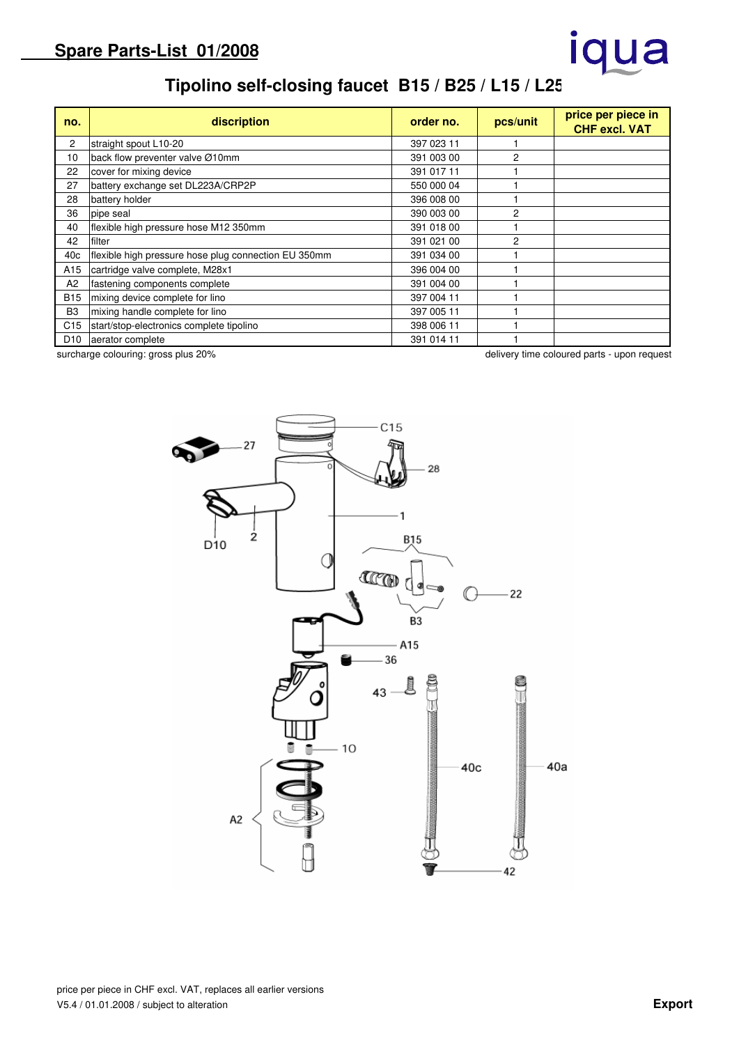## Spare Parts-List 01/2008

iqua

# Tipolino self-closing faucet B15 / B25 / L15 / L25

| no. | discription | order no. | pcs/unit | price per piece in CHF excl. VAT |
|---|---|---|---|---|
| 2 | straight spout L10-20 | 397 023 11 | 1 | |
| 10 | back flow preventer valve Ø10mm | 391 003 00 | 2 | |
| 22 | cover for mixing device | 391 017 11 | 1 | |
| 27 | battery exchange set DL223A/CRP2P | 550 000 04 | 1 | |
| 28 | battery holder | 396 008 00 | 1 | |
| 36 | pipe seal | 390 003 00 | 2 | |
| 40 | flexible high pressure hose M12 350mm | 391 018 00 | 1 | |
| 42 | filter | 391 021 00 | 2 | |
| 40c | flexible high pressure hose plug connection EU 350mm | 391 034 00 | 1 | |
| A15 | cartridge valve complete, M28x1 | 396 004 00 | 1 | |
| A2 | fastening components complete | 391 004 00 | 1 | |
| B15 | mixing device complete for lino | 397 004 11 | 1 | |
| B3 | mixing handle complete for lino | 397 005 11 | 1 | |
| C15 | start/stop-electronics complete tipolino | 398 006 11 | 1 | |
| D10 | aerator complete | 391 014 11 | 1 | |

surcharge colouring: gross plus 20%

delivery time coloured parts - upon request

C15, 27, 28, 1, D10, 2, B15, 22, B3, A15, 36, 43, 10, 40c, 40a, A2, 42

price per piece in CHF excl. VAT, replaces all earlier versions
V5.4 / 01.01.2008 / subject to alteration

**Export**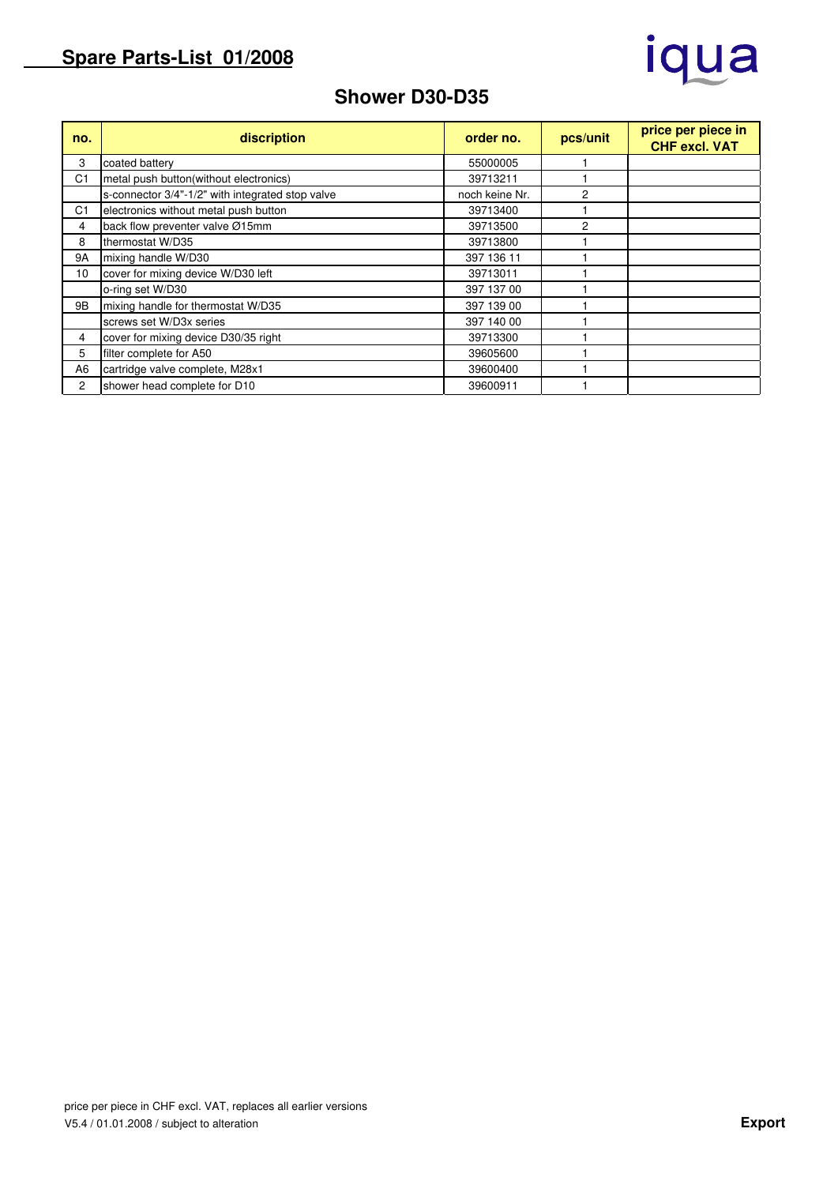# Spare Parts-List 01/2008

iqua

## Shower D30-D35

| no. | discription | order no. | pcs/unit | price per piece in CHF excl. VAT |
|---|---|---|---|---|
| 3 | coated battery | 55000005 | 1 | |
| C1 | metal push button(without electronics) | 39713211 | 1 | |
| | s-connector 3/4"-1/2" with integrated stop valve | noch keine Nr. | 2 | |
| C1 | electronics without metal push button | 39713400 | 1 | |
| 4 | back flow preventer valve Ø15mm | 39713500 | 2 | |
| 8 | thermostat W/D35 | 39713800 | 1 | |
| 9A | mixing handle W/D30 | 397 136 11 | 1 | |
| 10 | cover for mixing device W/D30 left | 39713011 | 1 | |
| | o-ring set W/D30 | 397 137 00 | 1 | |
| 9B | mixing handle for thermostat W/D35 | 397 139 00 | 1 | |
| | screws set W/D3x series | 397 140 00 | 1 | |
| 4 | cover for mixing device D30/35 right | 39713300 | 1 | |
| 5 | filter complete for A50 | 39605600 | 1 | |
| A6 | cartridge valve complete, M28x1 | 39600400 | 1 | |
| 2 | shower head complete for D10 | 39600911 | 1 | |

price per piece in CHF excl. VAT, replaces all earlier versions
V5.4 / 01.01.2008 / subject to alteration

**Export**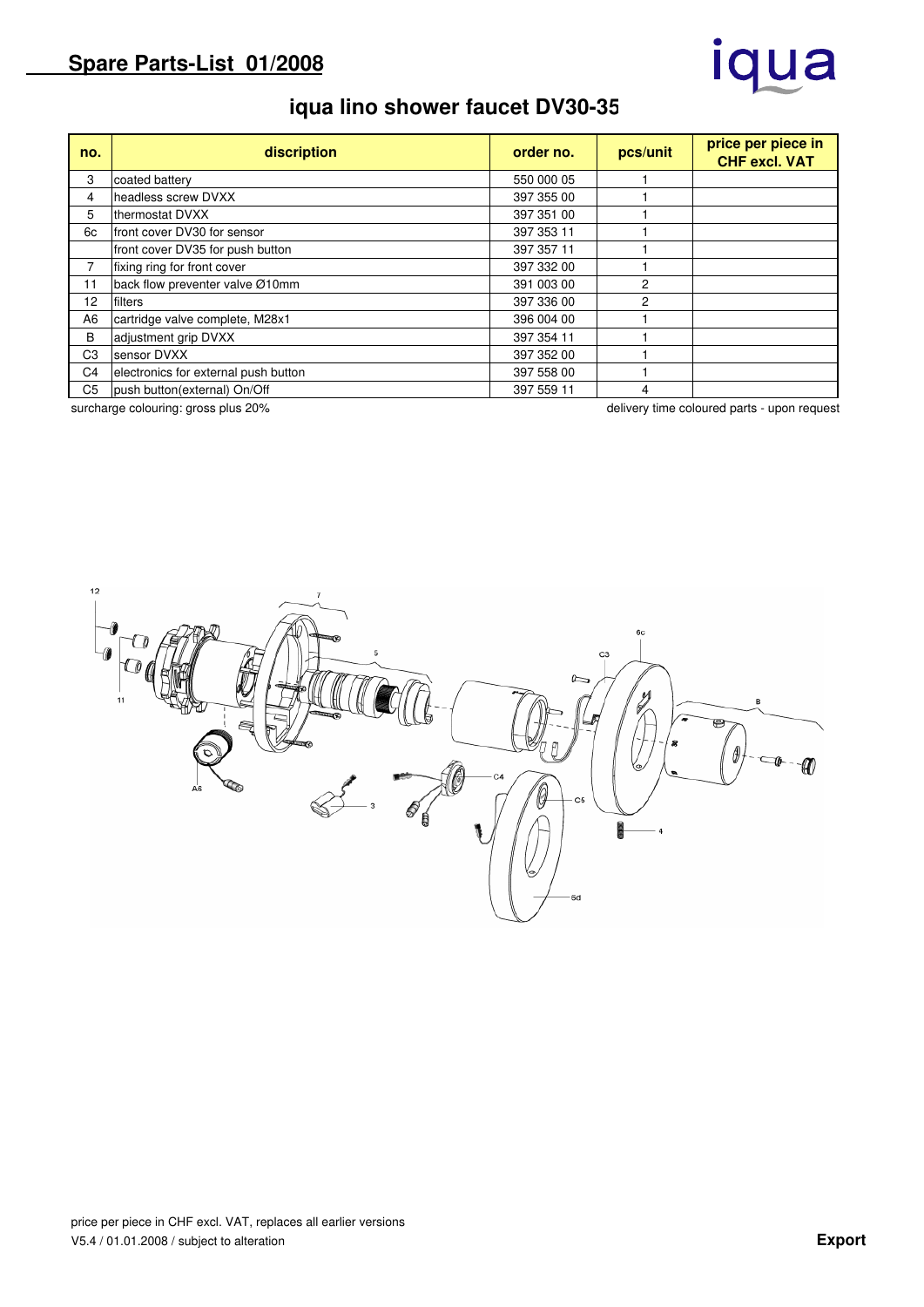## Spare Parts-List 01/2008

# iqua lino shower faucet DV30-35

| no. | discription | order no. | pcs/unit | price per piece in CHF excl. VAT |
|---|---|---|---|---|
| 3 | coated battery | 550 000 05 | 1 | |
| 4 | headless screw DVXX | 397 355 00 | 1 | |
| 5 | thermostat DVXX | 397 351 00 | 1 | |
| 6c | front cover DV30 for sensor | 397 353 11 | 1 | |
| | front cover DV35 for push button | 397 357 11 | 1 | |
| 7 | fixing ring for front cover | 397 332 00 | 1 | |
| 11 | back flow preventer valve Ø10mm | 391 003 00 | 2 | |
| 12 | filters | 397 336 00 | 2 | |
| A6 | cartridge valve complete, M28x1 | 396 004 00 | 1 | |
| B | adjustment grip DVXX | 397 354 11 | 1 | |
| C3 | sensor DVXX | 397 352 00 | 1 | |
| C4 | electronics for external push button | 397 558 00 | 1 | |
| C5 | push button(external) On/Off | 397 559 11 | 4 | |

surcharge colouring: gross plus 20%

delivery time coloured parts - upon request

price per piece in CHF excl. VAT, replaces all earlier versions

V5.4 / 01.01.2008 / subject to alteration

**Export**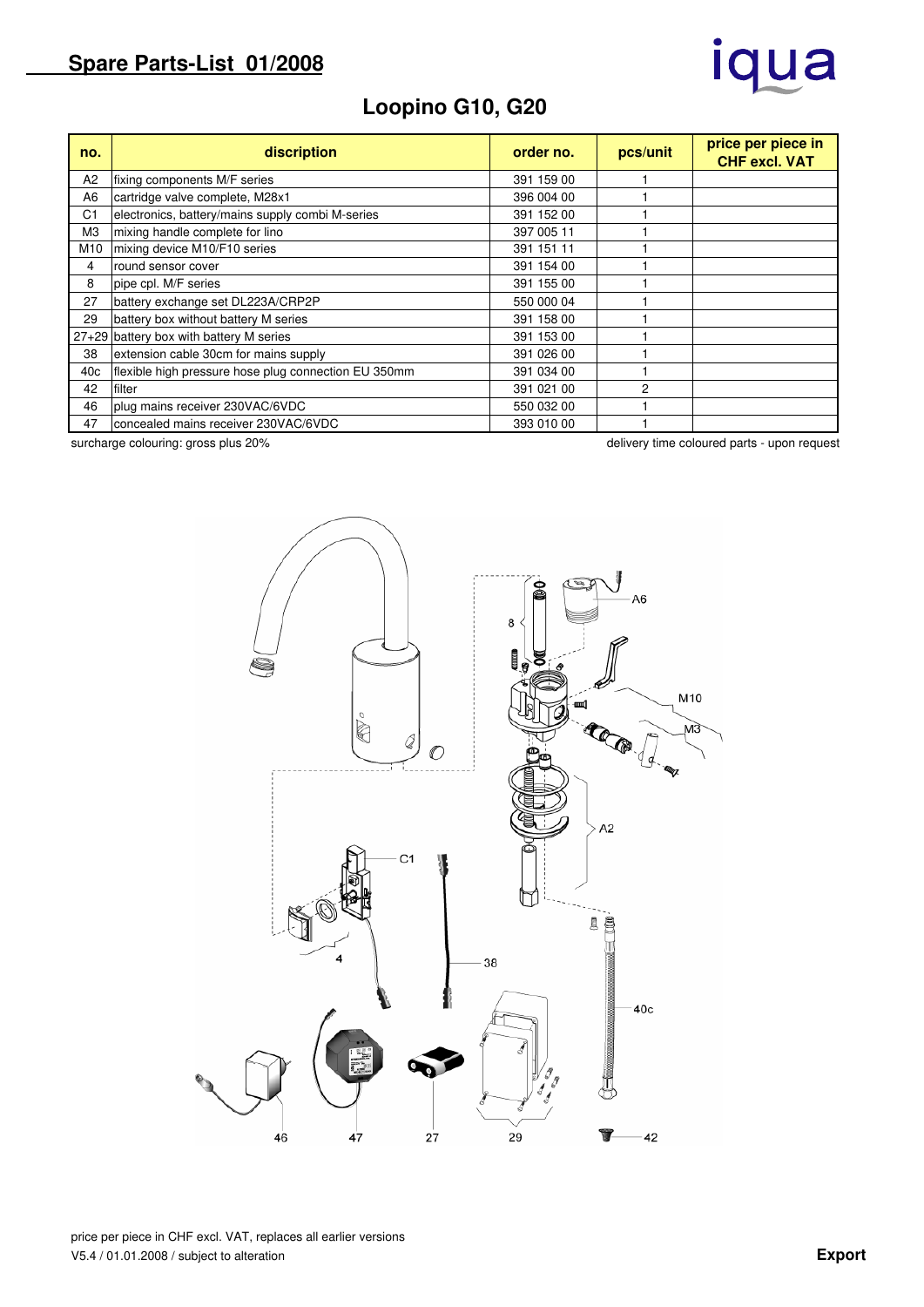# Spare Parts-List 01/2008

iqua

## Loopino G10, G20

| no. | discription | order no. | pcs/unit | price per piece in CHF excl. VAT |
|---|---|---|---|---|
| A2 | fixing components M/F series | 391 159 00 | 1 | |
| A6 | cartridge valve complete, M28x1 | 396 004 00 | 1 | |
| C1 | electronics, battery/mains supply combi M-series | 391 152 00 | 1 | |
| M3 | mixing handle complete for lino | 397 005 11 | 1 | |
| M10 | mixing device M10/F10 series | 391 151 11 | 1 | |
| 4 | round sensor cover | 391 154 00 | 1 | |
| 8 | pipe cpl. M/F series | 391 155 00 | 1 | |
| 27 | battery exchange set DL223A/CRP2P | 550 000 04 | 1 | |
| 29 | battery box without battery M series | 391 158 00 | 1 | |
| 27+29 | battery box with battery M series | 391 153 00 | 1 | |
| 38 | extension cable 30cm for mains supply | 391 026 00 | 1 | |
| 40c | flexible high pressure hose plug connection EU 350mm | 391 034 00 | 1 | |
| 42 | filter | 391 021 00 | 2 | |
| 46 | plug mains receiver 230VAC/6VDC | 550 032 00 | 1 | |
| 47 | concealed mains receiver 230VAC/6VDC | 393 010 00 | 1 | |

surcharge colouring: gross plus 20%

delivery time coloured parts - upon request

price per piece in CHF excl. VAT, replaces all earlier versions

V5.4 / 01.01.2008 / subject to alteration

**Export**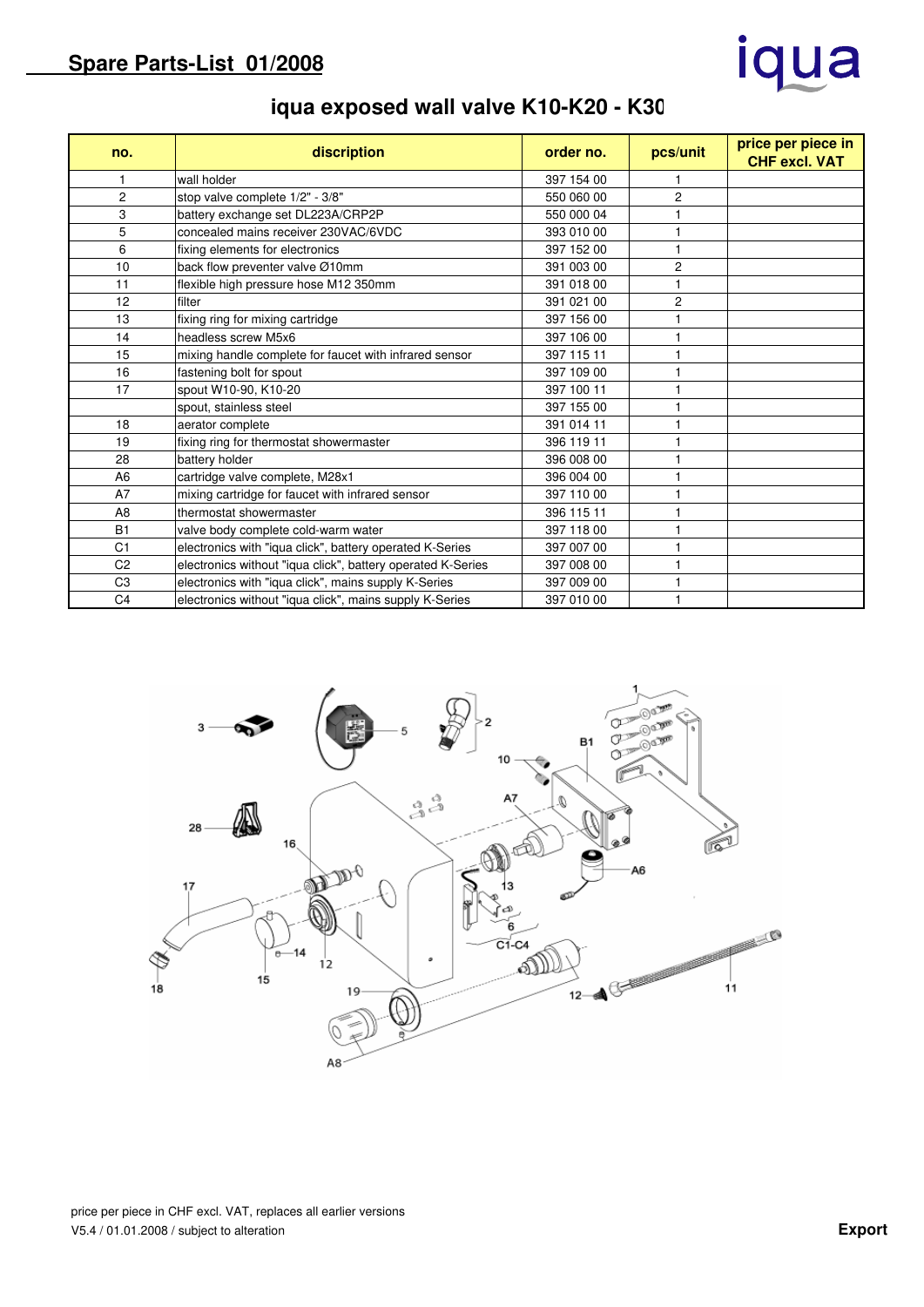## Spare Parts-List 01/2008

iqua

# iqua exposed wall valve K10-K20 - K30

| no. | discription | order no. | pcs/unit | price per piece in CHF excl. VAT |
|---|---|---|---|---|
| 1 | wall holder | 397 154 00 | 1 | |
| 2 | stop valve complete 1/2" - 3/8" | 550 060 00 | 2 | |
| 3 | battery exchange set DL223A/CRP2P | 550 000 04 | 1 | |
| 5 | concealed mains receiver 230VAC/6VDC | 393 010 00 | 1 | |
| 6 | fixing elements for electronics | 397 152 00 | 1 | |
| 10 | back flow preventer valve Ø10mm | 391 003 00 | 2 | |
| 11 | flexible high pressure hose M12 350mm | 391 018 00 | 1 | |
| 12 | filter | 391 021 00 | 2 | |
| 13 | fixing ring for mixing cartridge | 397 156 00 | 1 | |
| 14 | headless screw M5x6 | 397 106 00 | 1 | |
| 15 | mixing handle complete for faucet with infrared sensor | 397 115 11 | 1 | |
| 16 | fastening bolt for spout | 397 109 00 | 1 | |
| 17 | spout W10-90, K10-20 | 397 100 11 | 1 | |
| | spout, stainless steel | 397 155 00 | 1 | |
| 18 | aerator complete | 391 014 11 | 1 | |
| 19 | fixing ring for thermostat showermaster | 396 119 11 | 1 | |
| 28 | battery holder | 396 008 00 | 1 | |
| A6 | cartridge valve complete, M28x1 | 396 004 00 | 1 | |
| A7 | mixing cartridge for faucet with infrared sensor | 397 110 00 | 1 | |
| A8 | thermostat showermaster | 396 115 11 | 1 | |
| B1 | valve body complete cold-warm water | 397 118 00 | 1 | |
| C1 | electronics with "iqua click", battery operated K-Series | 397 007 00 | 1 | |
| C2 | electronics without "iqua click", battery operated K-Series | 397 008 00 | 1 | |
| C3 | electronics with "iqua click", mains supply K-Series | 397 009 00 | 1 | |
| C4 | electronics without "iqua click", mains supply K-Series | 397 010 00 | 1 | |

price per piece in CHF excl. VAT, replaces all earlier versions
V5.4 / 01.01.2008 / subject to alteration

**Export**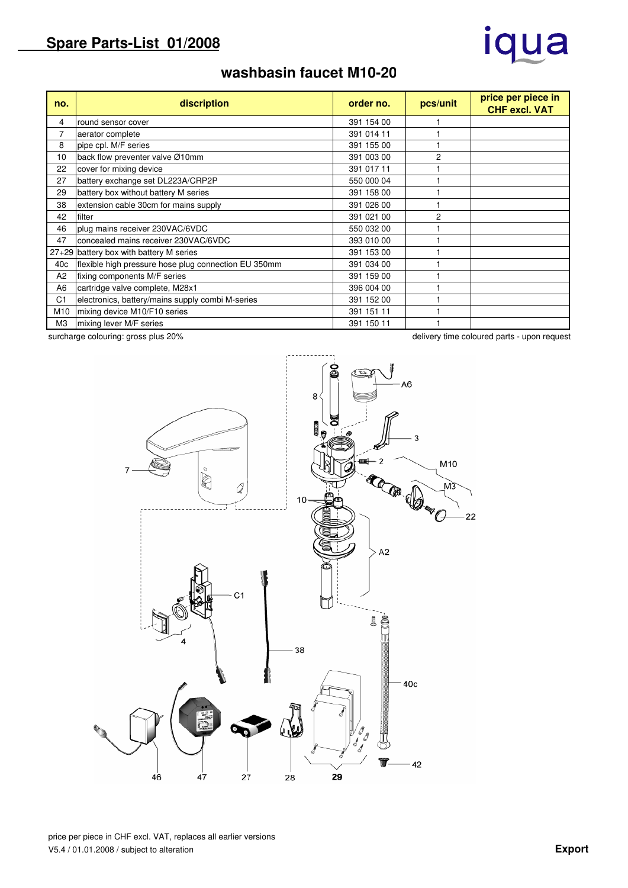## Spare Parts-List 01/2008

iqua

# washbasin faucet M10-20

| no. | discription | order no. | pcs/unit | price per piece in CHF excl. VAT |
|---|---|---|---|---|
| 4 | round sensor cover | 391 154 00 | 1 | |
| 7 | aerator complete | 391 014 11 | 1 | |
| 8 | pipe cpl. M/F series | 391 155 00 | 1 | |
| 10 | back flow preventer valve Ø10mm | 391 003 00 | 2 | |
| 22 | cover for mixing device | 391 017 11 | 1 | |
| 27 | battery exchange set DL223A/CRP2P | 550 000 04 | 1 | |
| 29 | battery box without battery M series | 391 158 00 | 1 | |
| 38 | extension cable 30cm for mains supply | 391 026 00 | 1 | |
| 42 | filter | 391 021 00 | 2 | |
| 46 | plug mains receiver 230VAC/6VDC | 550 032 00 | 1 | |
| 47 | concealed mains receiver 230VAC/6VDC | 393 010 00 | 1 | |
| 27+29 | battery box with battery M series | 391 153 00 | 1 | |
| 40c | flexible high pressure hose plug connection EU 350mm | 391 034 00 | 1 | |
| A2 | fixing components M/F series | 391 159 00 | 1 | |
| A6 | cartridge valve complete, M28x1 | 396 004 00 | 1 | |
| C1 | electronics, battery/mains supply combi M-series | 391 152 00 | 1 | |
| M10 | mixing device M10/F10 series | 391 151 11 | 1 | |
| M3 | mixing lever M/F series | 391 150 11 | 1 | |

surcharge colouring: gross plus 20%

delivery time coloured parts - upon request

price per piece in CHF excl. VAT, replaces all earlier versions

V5.4 / 01.01.2008 / subject to alteration

**Export**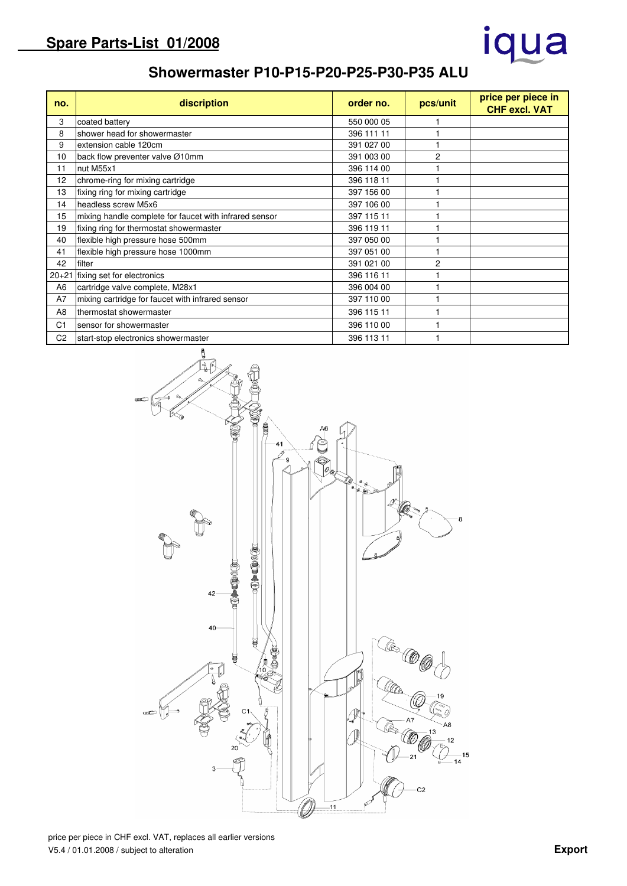## Spare Parts-List 01/2008

iqua

# Showermaster P10-P15-P20-P25-P30-P35 ALU

| no. | discription | order no. | pcs/unit | price per piece in CHF excl. VAT |
|---|---|---|---|---|
| 3 | coated battery | 550 000 05 | 1 | |
| 8 | shower head for showermaster | 396 111 11 | 1 | |
| 9 | extension cable 120cm | 391 027 00 | 1 | |
| 10 | back flow preventer valve Ø10mm | 391 003 00 | 2 | |
| 11 | nut M55x1 | 396 114 00 | 1 | |
| 12 | chrome-ring for mixing cartridge | 396 118 11 | 1 | |
| 13 | fixing ring for mixing cartridge | 397 156 00 | 1 | |
| 14 | headless screw M5x6 | 397 106 00 | 1 | |
| 15 | mixing handle complete for faucet with infrared sensor | 397 115 11 | 1 | |
| 19 | fixing ring for thermostat showermaster | 396 119 11 | 1 | |
| 40 | flexible high pressure hose 500mm | 397 050 00 | 1 | |
| 41 | flexible high pressure hose 1000mm | 397 051 00 | 1 | |
| 42 | filter | 391 021 00 | 2 | |
| 20+21 | fixing set for electronics | 396 116 11 | 1 | |
| A6 | cartridge valve complete, M28x1 | 396 004 00 | 1 | |
| A7 | mixing cartridge for faucet with infrared sensor | 397 110 00 | 1 | |
| A8 | thermostat showermaster | 396 115 11 | 1 | |
| C1 | sensor for showermaster | 396 110 00 | 1 | |
| C2 | start-stop electronics showermaster | 396 113 11 | 1 | |

price per piece in CHF excl. VAT, replaces all earlier versions
V5.4 / 01.01.2008 / subject to alteration

**Export**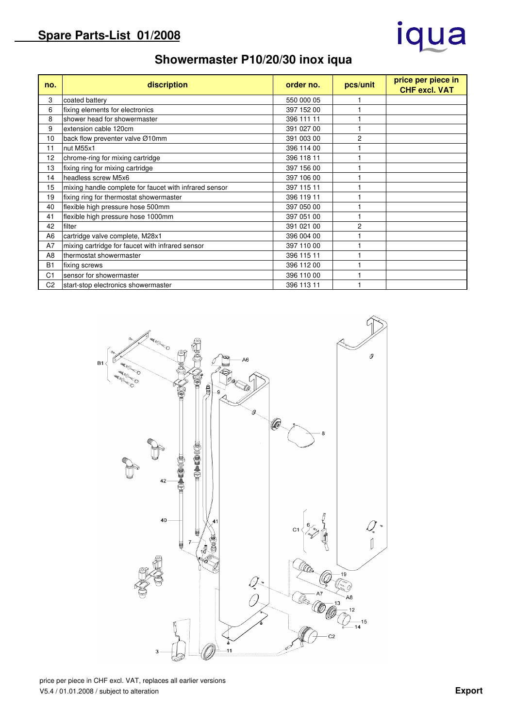# Spare Parts-List 01/2008

## Showermaster P10/20/30 inox iqua

| no. | discription | order no. | pcs/unit | price per piece in CHF excl. VAT |
|---|---|---|---|---|
| 3 | coated battery | 550 000 05 | 1 | |
| 6 | fixing elements for electronics | 397 152 00 | 1 | |
| 8 | shower head for showermaster | 396 111 11 | 1 | |
| 9 | extension cable 120cm | 391 027 00 | 1 | |
| 10 | back flow preventer valve Ø10mm | 391 003 00 | 2 | |
| 11 | nut M55x1 | 396 114 00 | 1 | |
| 12 | chrome-ring for mixing cartridge | 396 118 11 | 1 | |
| 13 | fixing ring for mixing cartridge | 397 156 00 | 1 | |
| 14 | headless screw M5x6 | 397 106 00 | 1 | |
| 15 | mixing handle complete for faucet with infrared sensor | 397 115 11 | 1 | |
| 19 | fixing ring for thermostat showermaster | 396 119 11 | 1 | |
| 40 | flexible high pressure hose 500mm | 397 050 00 | 1 | |
| 41 | flexible high pressure hose 1000mm | 397 051 00 | 1 | |
| 42 | filter | 391 021 00 | 2 | |
| A6 | cartridge valve complete, M28x1 | 396 004 00 | 1 | |
| A7 | mixing cartridge for faucet with infrared sensor | 397 110 00 | 1 | |
| A8 | thermostat showermaster | 396 115 11 | 1 | |
| B1 | fixing screws | 396 112 00 | 1 | |
| C1 | sensor for showermaster | 396 110 00 | 1 | |
| C2 | start-stop electronics showermaster | 396 113 11 | 1 | |

price per piece in CHF excl. VAT, replaces all earlier versions
V5.4 / 01.01.2008 / subject to alteration

Export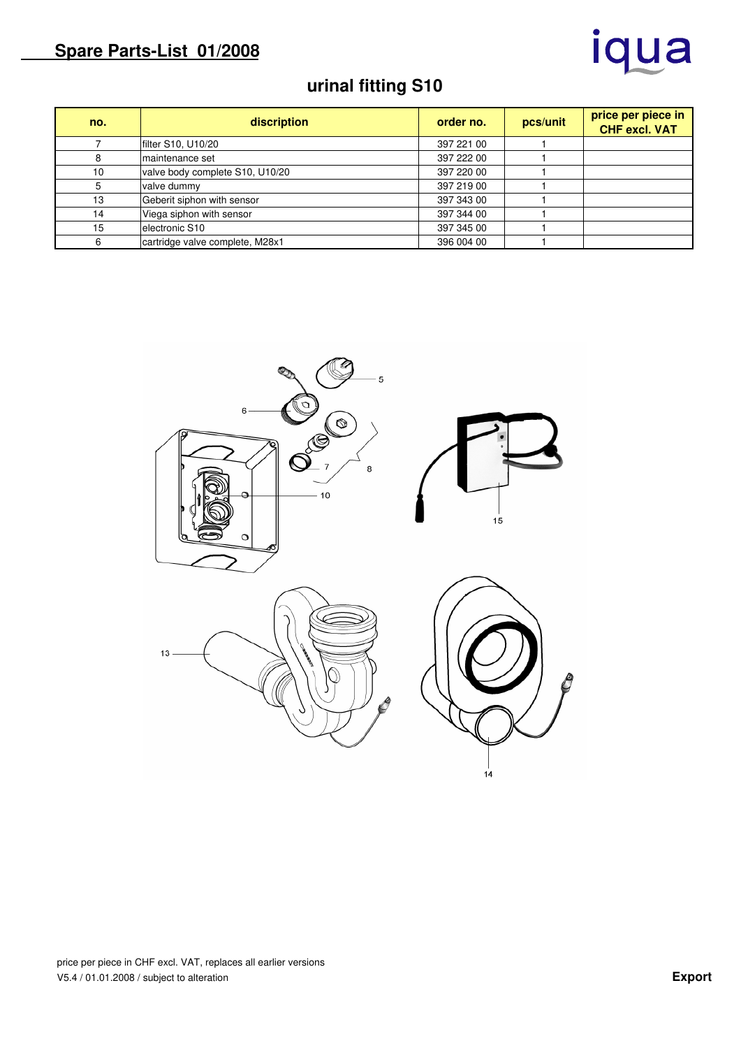## Spare Parts-List 01/2008

iqua

# urinal fitting S10

| no. | discription | order no. | pcs/unit | price per piece in CHF excl. VAT |
|---|---|---|---|---|
| 7 | filter S10, U10/20 | 397 221 00 | 1 | |
| 8 | maintenance set | 397 222 00 | 1 | |
| 10 | valve body complete S10, U10/20 | 397 220 00 | 1 | |
| 5 | valve dummy | 397 219 00 | 1 | |
| 13 | Geberit siphon with sensor | 397 343 00 | 1 | |
| 14 | Viega siphon with sensor | 397 344 00 | 1 | |
| 15 | electronic S10 | 397 345 00 | 1 | |
| 6 | cartridge valve complete, M28x1 | 396 004 00 | 1 | |

price per piece in CHF excl. VAT, replaces all earlier versions
V5.4 / 01.01.2008 / subject to alteration

**Export**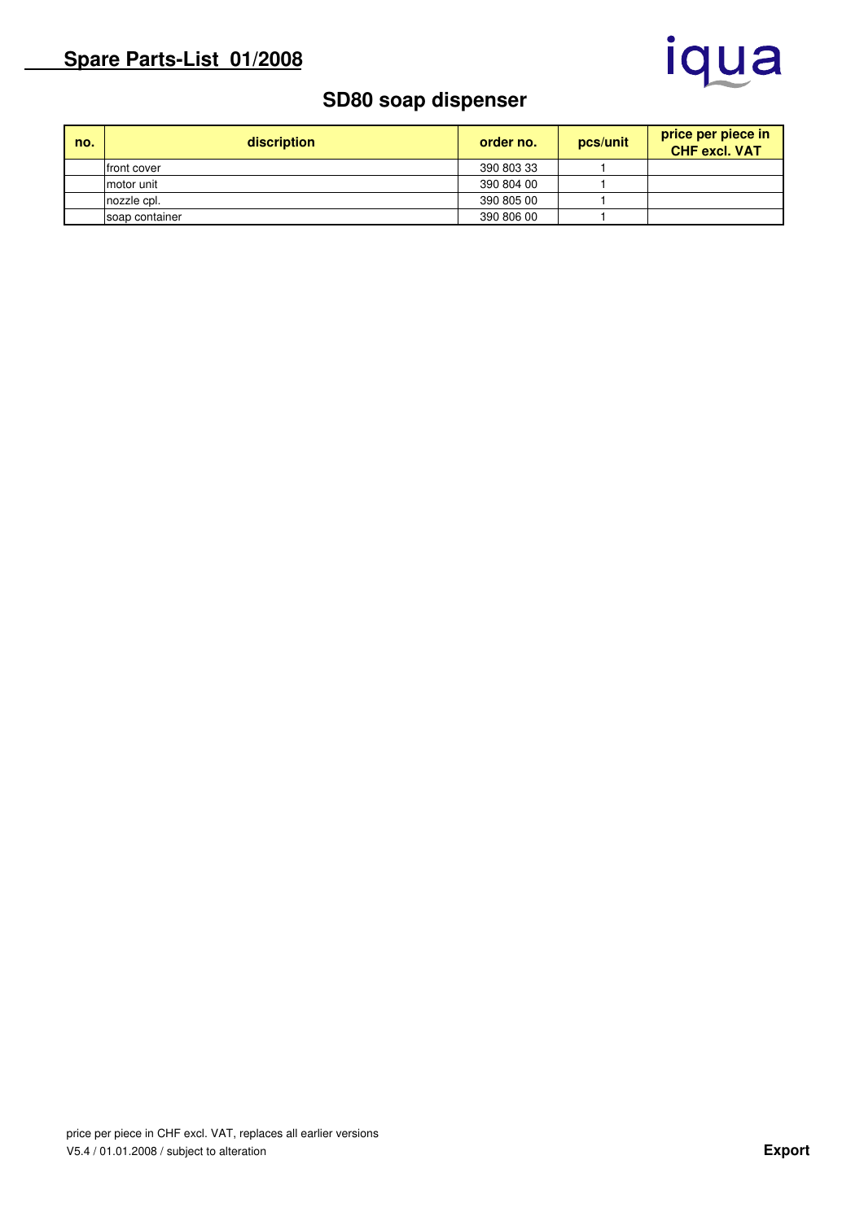## Spare Parts-List 01/2008

iqua

# SD80 soap dispenser

| no. | discription | order no. | pcs/unit | price per piece in CHF excl. VAT |
|---|---|---|---|---|
| | front cover | 390 803 33 | 1 | |
| | motor unit | 390 804 00 | 1 | |
| | nozzle cpl. | 390 805 00 | 1 | |
| | soap container | 390 806 00 | 1 | |

price per piece in CHF excl. VAT, replaces all earlier versions
V5.4 / 01.01.2008 / subject to alteration

**Export**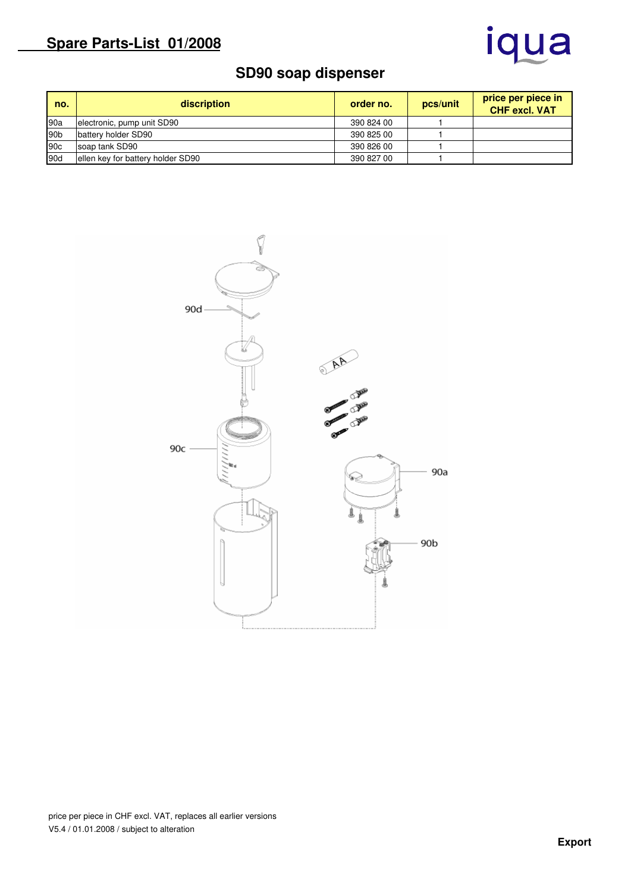# Spare Parts-List 01/2008

iqua

## SD90 soap dispenser

| no. | discription | order no. | pcs/unit | price per piece in CHF excl. VAT |
|---|---|---|---|---|
| 90a | electronic, pump unit SD90 | 390 824 00 | 1 | |
| 90b | battery holder SD90 | 390 825 00 | 1 | |
| 90c | soap tank SD90 | 390 826 00 | 1 | |
| 90d | ellen key for battery holder SD90 | 390 827 00 | 1 | |

90d

AA

90c

90a

90b

price per piece in CHF excl. VAT, replaces all earlier versions
V5.4 / 01.01.2008 / subject to alteration

**Export**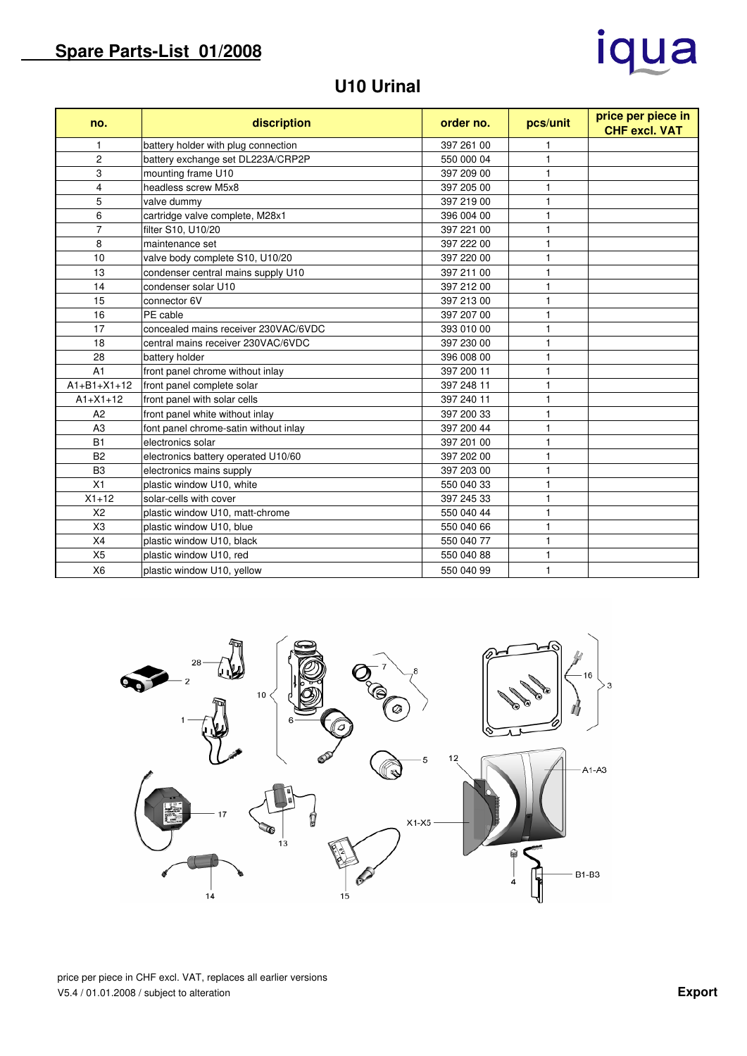# Spare Parts-List 01/2008

## U10 Urinal

| no. | discription | order no. | pcs/unit | price per piece in CHF excl. VAT |
|---|---|---|---|---|
| 1 | battery holder with plug connection | 397 261 00 | 1 | |
| 2 | battery exchange set DL223A/CRP2P | 550 000 04 | 1 | |
| 3 | mounting frame U10 | 397 209 00 | 1 | |
| 4 | headless screw M5x8 | 397 205 00 | 1 | |
| 5 | valve dummy | 397 219 00 | 1 | |
| 6 | cartridge valve complete, M28x1 | 396 004 00 | 1 | |
| 7 | filter S10, U10/20 | 397 221 00 | 1 | |
| 8 | maintenance set | 397 222 00 | 1 | |
| 10 | valve body complete S10, U10/20 | 397 220 00 | 1 | |
| 13 | condenser central mains supply U10 | 397 211 00 | 1 | |
| 14 | condenser solar U10 | 397 212 00 | 1 | |
| 15 | connector 6V | 397 213 00 | 1 | |
| 16 | PE cable | 397 207 00 | 1 | |
| 17 | concealed mains receiver 230VAC/6VDC | 393 010 00 | 1 | |
| 18 | central mains receiver 230VAC/6VDC | 397 230 00 | 1 | |
| 28 | battery holder | 396 008 00 | 1 | |
| A1 | front panel chrome without inlay | 397 200 11 | 1 | |
| A1+B1+X1+12 | front panel complete solar | 397 248 11 | 1 | |
| A1+X1+12 | front panel with solar cells | 397 240 11 | 1 | |
| A2 | front panel white without inlay | 397 200 33 | 1 | |
| A3 | font panel chrome-satin without inlay | 397 200 44 | 1 | |
| B1 | electronics solar | 397 201 00 | 1 | |
| B2 | electronics battery operated U10/60 | 397 202 00 | 1 | |
| B3 | electronics mains supply | 397 203 00 | 1 | |
| X1 | plastic window U10, white | 550 040 33 | 1 | |
| X1+12 | solar-cells with cover | 397 245 33 | 1 | |
| X2 | plastic window U10, matt-chrome | 550 040 44 | 1 | |
| X3 | plastic window U10, blue | 550 040 66 | 1 | |
| X4 | plastic window U10, black | 550 040 77 | 1 | |
| X5 | plastic window U10, red | 550 040 88 | 1 | |
| X6 | plastic window U10, yellow | 550 040 99 | 1 | |

price per piece in CHF excl. VAT, replaces all earlier versions
V5.4 / 01.01.2008 / subject to alteration

**Export**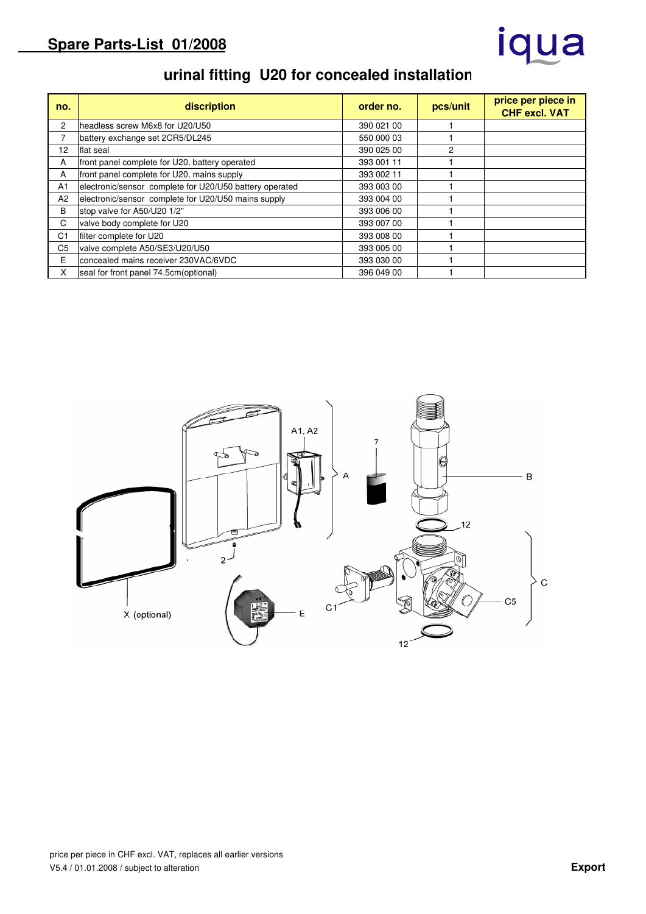# Spare Parts-List 01/2008

iqua

## urinal fitting U20 for concealed installation

| no. | discription | order no. | pcs/unit | price per piece in CHF excl. VAT |
|---|---|---|---|---|
| 2 | headless screw M6x8 for U20/U50 | 390 021 00 | 1 | |
| 7 | battery exchange set 2CR5/DL245 | 550 000 03 | 1 | |
| 12 | flat seal | 390 025 00 | 2 | |
| A | front panel complete for U20, battery operated | 393 001 11 | 1 | |
| A | front panel complete for U20, mains supply | 393 002 11 | 1 | |
| A1 | electronic/sensor complete for U20/U50 battery operated | 393 003 00 | 1 | |
| A2 | electronic/sensor complete for U20/U50 mains supply | 393 004 00 | 1 | |
| B | stop valve for A50/U20 1/2" | 393 006 00 | 1 | |
| C | valve body complete for U20 | 393 007 00 | 1 | |
| C1 | filter complete for U20 | 393 008 00 | 1 | |
| C5 | valve complete A50/SE3/U20/U50 | 393 005 00 | 1 | |
| E | concealed mains receiver 230VAC/6VDC | 393 030 00 | 1 | |
| X | seal for front panel 74.5cm(optional) | 396 049 00 | 1 | |

price per piece in CHF excl. VAT, replaces all earlier versions
V5.4 / 01.01.2008 / subject to alteration

**Export**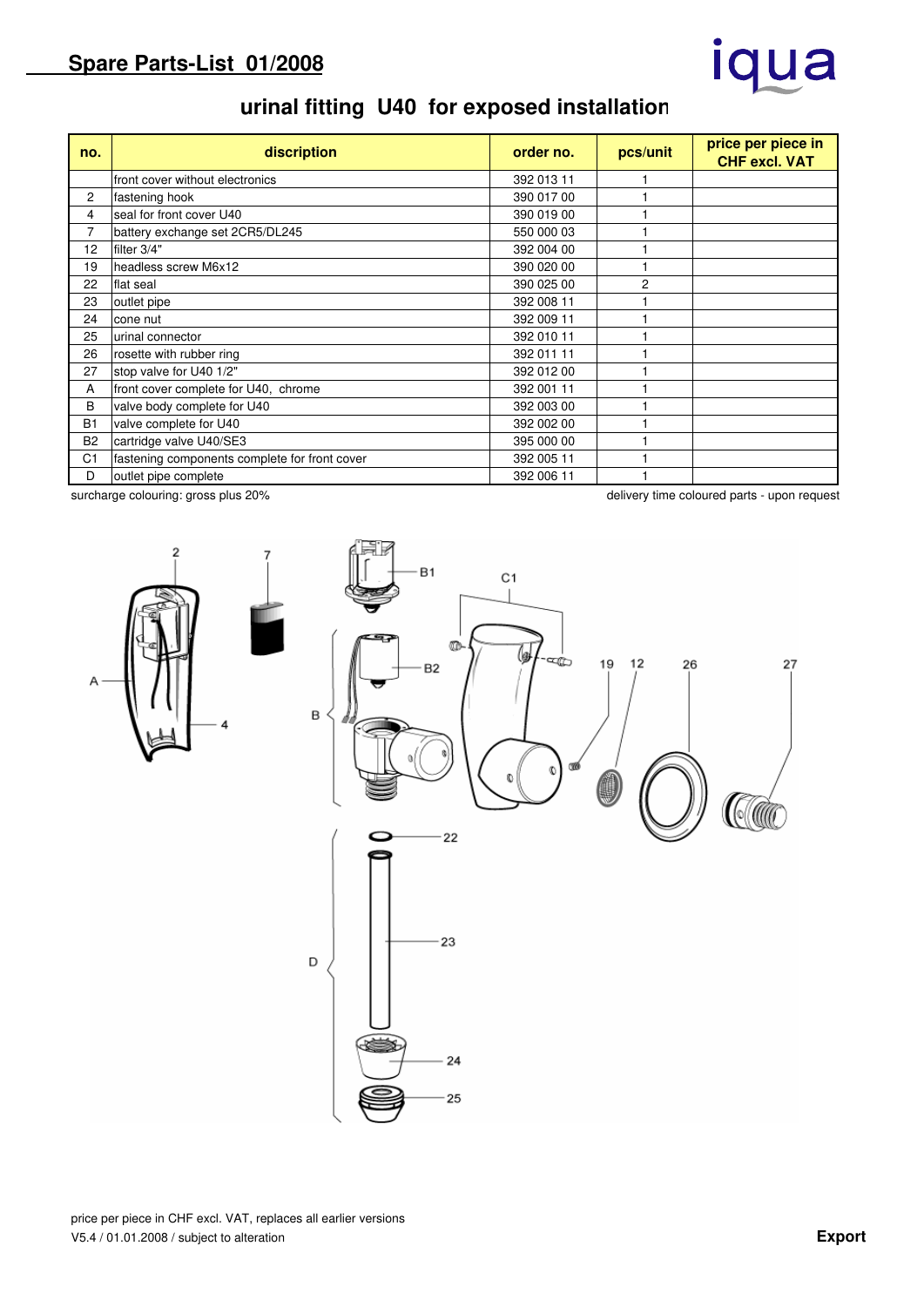# Spare Parts-List 01/2008

iqua

## urinal fitting U40 for exposed installation

| no. | discription | order no. | pcs/unit | price per piece in CHF excl. VAT |
|---|---|---|---|---|
| | front cover without electronics | 392 013 11 | 1 | |
| 2 | fastening hook | 390 017 00 | 1 | |
| 4 | seal for front cover U40 | 390 019 00 | 1 | |
| 7 | battery exchange set 2CR5/DL245 | 550 000 03 | 1 | |
| 12 | filter 3/4" | 392 004 00 | 1 | |
| 19 | headless screw M6x12 | 390 020 00 | 1 | |
| 22 | flat seal | 390 025 00 | 2 | |
| 23 | outlet pipe | 392 008 11 | 1 | |
| 24 | cone nut | 392 009 11 | 1 | |
| 25 | urinal connector | 392 010 11 | 1 | |
| 26 | rosette with rubber ring | 392 011 11 | 1 | |
| 27 | stop valve for U40 1/2" | 392 012 00 | 1 | |
| A | front cover complete for U40, chrome | 392 001 11 | 1 | |
| B | valve body complete for U40 | 392 003 00 | 1 | |
| B1 | valve complete for U40 | 392 002 00 | 1 | |
| B2 | cartridge valve U40/SE3 | 395 000 00 | 1 | |
| C1 | fastening components complete for front cover | 392 005 11 | 1 | |
| D | outlet pipe complete | 392 006 11 | 1 | |

surcharge colouring: gross plus 20%

delivery time coloured parts - upon request

price per piece in CHF excl. VAT, replaces all earlier versions

V5.4 / 01.01.2008 / subject to alteration

**Export**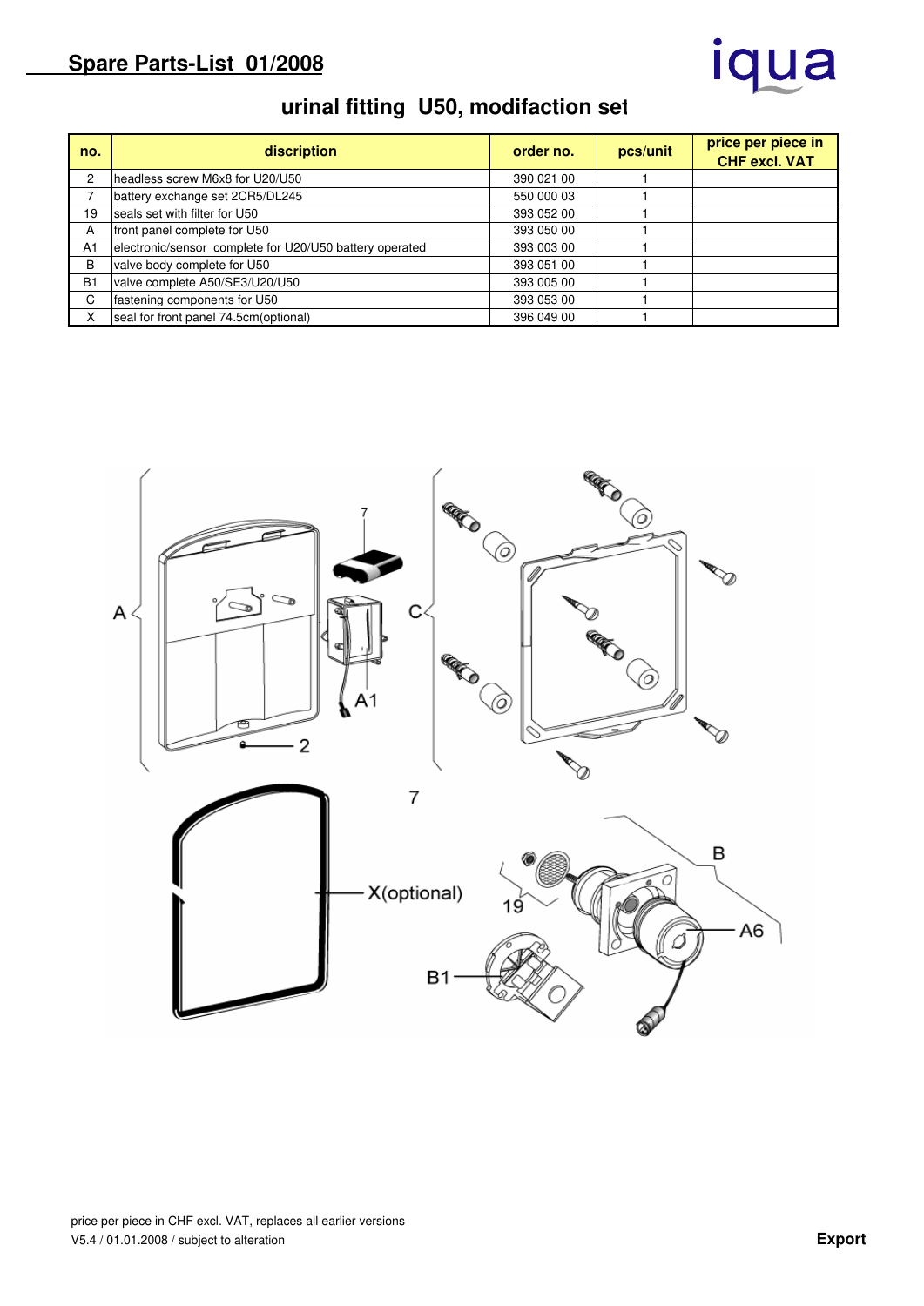## Spare Parts-List 01/2008

iqua

# urinal fitting U50, modifaction set

| no. | discription | order no. | pcs/unit | price per piece in CHF excl. VAT |
|---|---|---|---|---|
| 2 | headless screw M6x8 for U20/U50 | 390 021 00 | 1 | |
| 7 | battery exchange set 2CR5/DL245 | 550 000 03 | 1 | |
| 19 | seals set with filter for U50 | 393 052 00 | 1 | |
| A | front panel complete for U50 | 393 050 00 | 1 | |
| A1 | electronic/sensor complete for U20/U50 battery operated | 393 003 00 | 1 | |
| B | valve body complete for U50 | 393 051 00 | 1 | |
| B1 | valve complete A50/SE3/U20/U50 | 393 005 00 | 1 | |
| C | fastening components for U50 | 393 053 00 | 1 | |
| X | seal for front panel 74.5cm(optional) | 396 049 00 | 1 | |

A C 7 A1 2 7 X(optional) B 19 A6 B1

price per piece in CHF excl. VAT, replaces all earlier versions
V5.4 / 01.01.2008 / subject to alteration

**Export**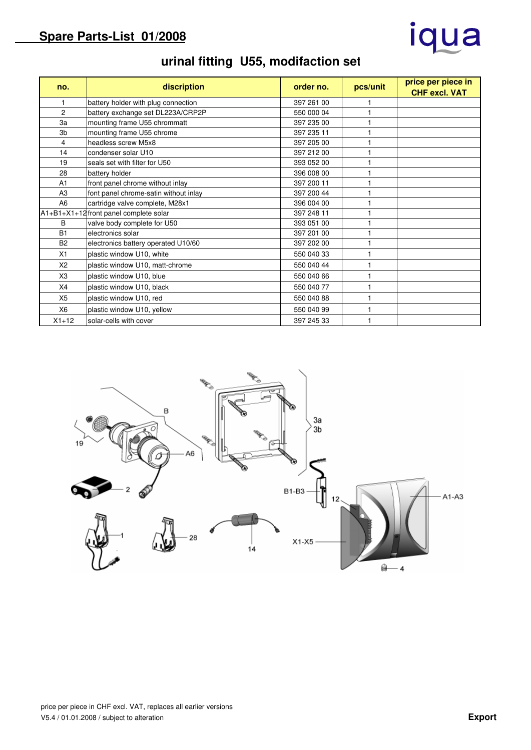## Spare Parts-List 01/2008

iqua

# urinal fitting U55, modifaction set

| no. | discription | order no. | pcs/unit | price per piece in CHF excl. VAT |
|---|---|---|---|---|
| 1 | battery holder with plug connection | 397 261 00 | 1 | |
| 2 | battery exchange set DL223A/CRP2P | 550 000 04 | 1 | |
| 3a | mounting frame U55 chrommatt | 397 235 00 | 1 | |
| 3b | mounting frame U55 chrome | 397 235 11 | 1 | |
| 4 | headless screw M5x8 | 397 205 00 | 1 | |
| 14 | condenser solar U10 | 397 212 00 | 1 | |
| 19 | seals set with filter for U50 | 393 052 00 | 1 | |
| 28 | battery holder | 396 008 00 | 1 | |
| A1 | front panel chrome without inlay | 397 200 11 | 1 | |
| A3 | font panel chrome-satin without inlay | 397 200 44 | 1 | |
| A6 | cartridge valve complete, M28x1 | 396 004 00 | 1 | |
| A1+B1+X1+12 | front panel complete solar | 397 248 11 | 1 | |
| B | valve body complete for U50 | 393 051 00 | 1 | |
| B1 | electronics solar | 397 201 00 | 1 | |
| B2 | electronics battery operated U10/60 | 397 202 00 | 1 | |
| X1 | plastic window U10, white | 550 040 33 | 1 | |
| X2 | plastic window U10, matt-chrome | 550 040 44 | 1 | |
| X3 | plastic window U10, blue | 550 040 66 | 1 | |
| X4 | plastic window U10, black | 550 040 77 | 1 | |
| X5 | plastic window U10, red | 550 040 88 | 1 | |
| X6 | plastic window U10, yellow | 550 040 99 | 1 | |
| X1+12 | solar-cells with cover | 397 245 33 | 1 | |

price per piece in CHF excl. VAT, replaces all earlier versions
V5.4 / 01.01.2008 / subject to alteration

**Export**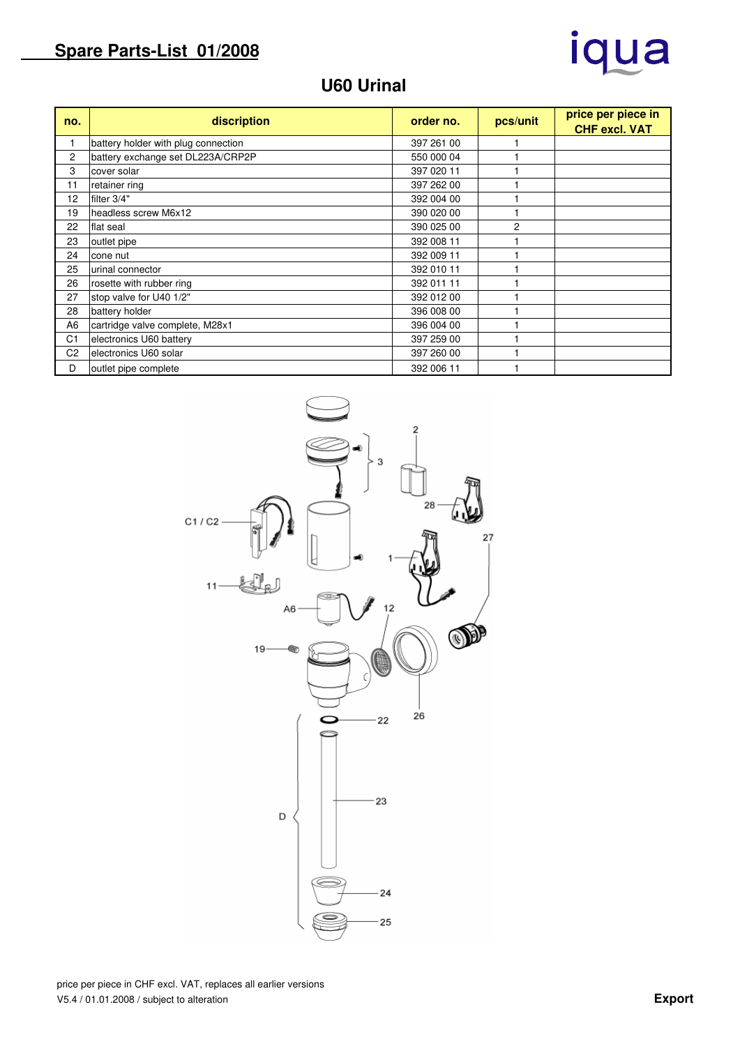# Spare Parts-List 01/2008

iqua

## U60 Urinal

| no. | discription | order no. | pcs/unit | price per piece in CHF excl. VAT |
|---|---|---|---|---|
| 1 | battery holder with plug connection | 397 261 00 | 1 | |
| 2 | battery exchange set DL223A/CRP2P | 550 000 04 | 1 | |
| 3 | cover solar | 397 020 11 | 1 | |
| 11 | retainer ring | 397 262 00 | 1 | |
| 12 | filter 3/4" | 392 004 00 | 1 | |
| 19 | headless screw M6x12 | 390 020 00 | 1 | |
| 22 | flat seal | 390 025 00 | 2 | |
| 23 | outlet pipe | 392 008 11 | 1 | |
| 24 | cone nut | 392 009 11 | 1 | |
| 25 | urinal connector | 392 010 11 | 1 | |
| 26 | rosette with rubber ring | 392 011 11 | 1 | |
| 27 | stop valve for U40 1/2" | 392 012 00 | 1 | |
| 28 | battery holder | 396 008 00 | 1 | |
| A6 | cartridge valve complete, M28x1 | 396 004 00 | 1 | |
| C1 | electronics U60 battery | 397 259 00 | 1 | |
| C2 | electronics U60 solar | 397 260 00 | 1 | |
| D | outlet pipe complete | 392 006 11 | 1 | |

price per piece in CHF excl. VAT, replaces all earlier versions
V5.4 / 01.01.2008 / subject to alteration

**Export**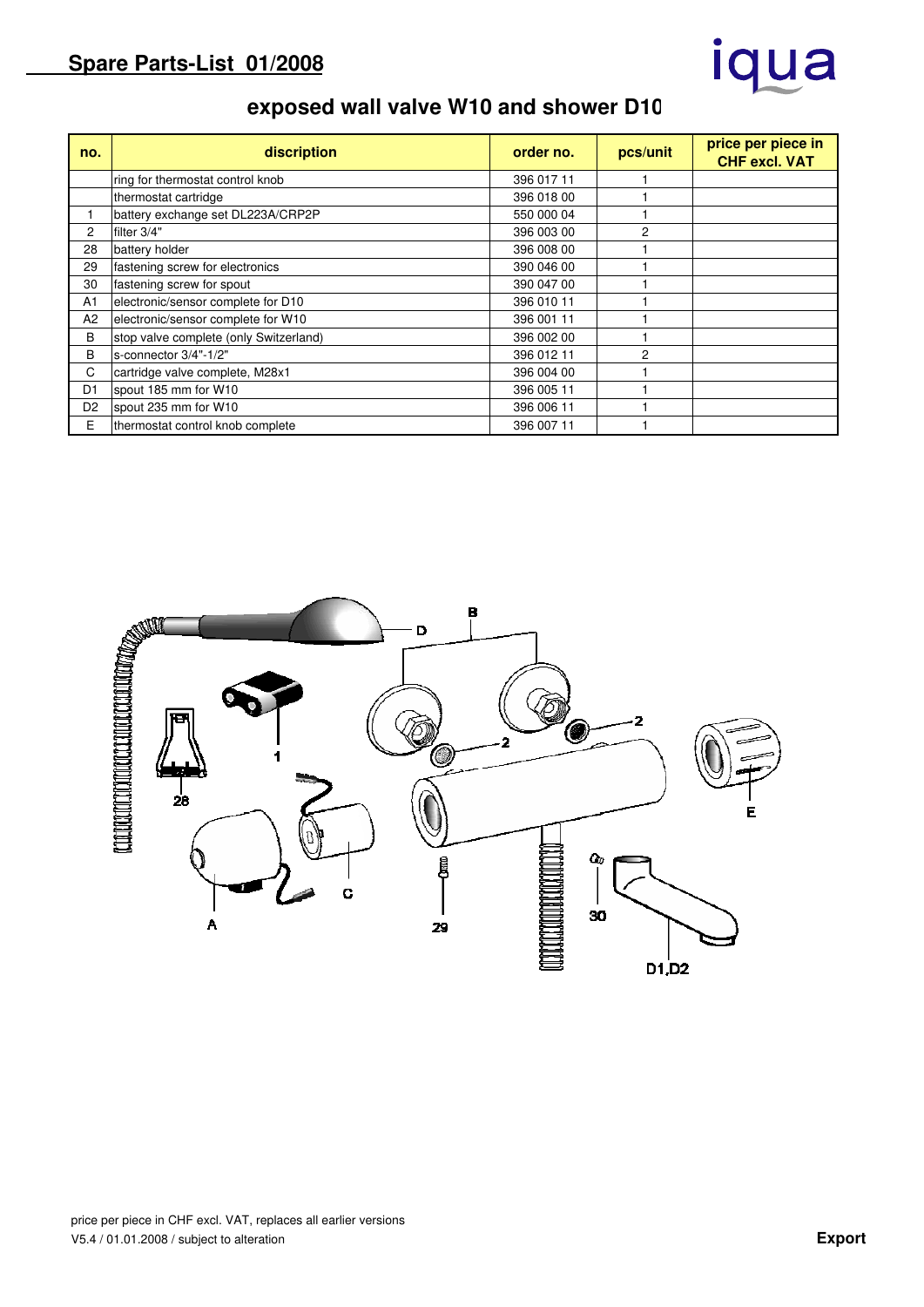## Spare Parts-List 01/2008

iqua

# exposed wall valve W10 and shower D10

| no. | discription | order no. | pcs/unit | price per piece in CHF excl. VAT |
|---|---|---|---|---|
| | ring for thermostat control knob | 396 017 11 | 1 | |
| | thermostat cartridge | 396 018 00 | 1 | |
| 1 | battery exchange set DL223A/CRP2P | 550 000 04 | 1 | |
| 2 | filter 3/4" | 396 003 00 | 2 | |
| 28 | battery holder | 396 008 00 | 1 | |
| 29 | fastening screw for electronics | 390 046 00 | 1 | |
| 30 | fastening screw for spout | 390 047 00 | 1 | |
| A1 | electronic/sensor complete for D10 | 396 010 11 | 1 | |
| A2 | electronic/sensor complete for W10 | 396 001 11 | 1 | |
| B | stop valve complete (only Switzerland) | 396 002 00 | 1 | |
| B | s-connector 3/4"-1/2" | 396 012 11 | 2 | |
| C | cartridge valve complete, M28x1 | 396 004 00 | 1 | |
| D1 | spout 185 mm for W10 | 396 005 11 | 1 | |
| D2 | spout 235 mm for W10 | 396 006 11 | 1 | |
| E | thermostat control knob complete | 396 007 11 | 1 | |

D B 2 2 E 1 28 C A 29 30 D1,D2

price per piece in CHF excl. VAT, replaces all earlier versions
V5.4 / 01.01.2008 / subject to alteration

**Export**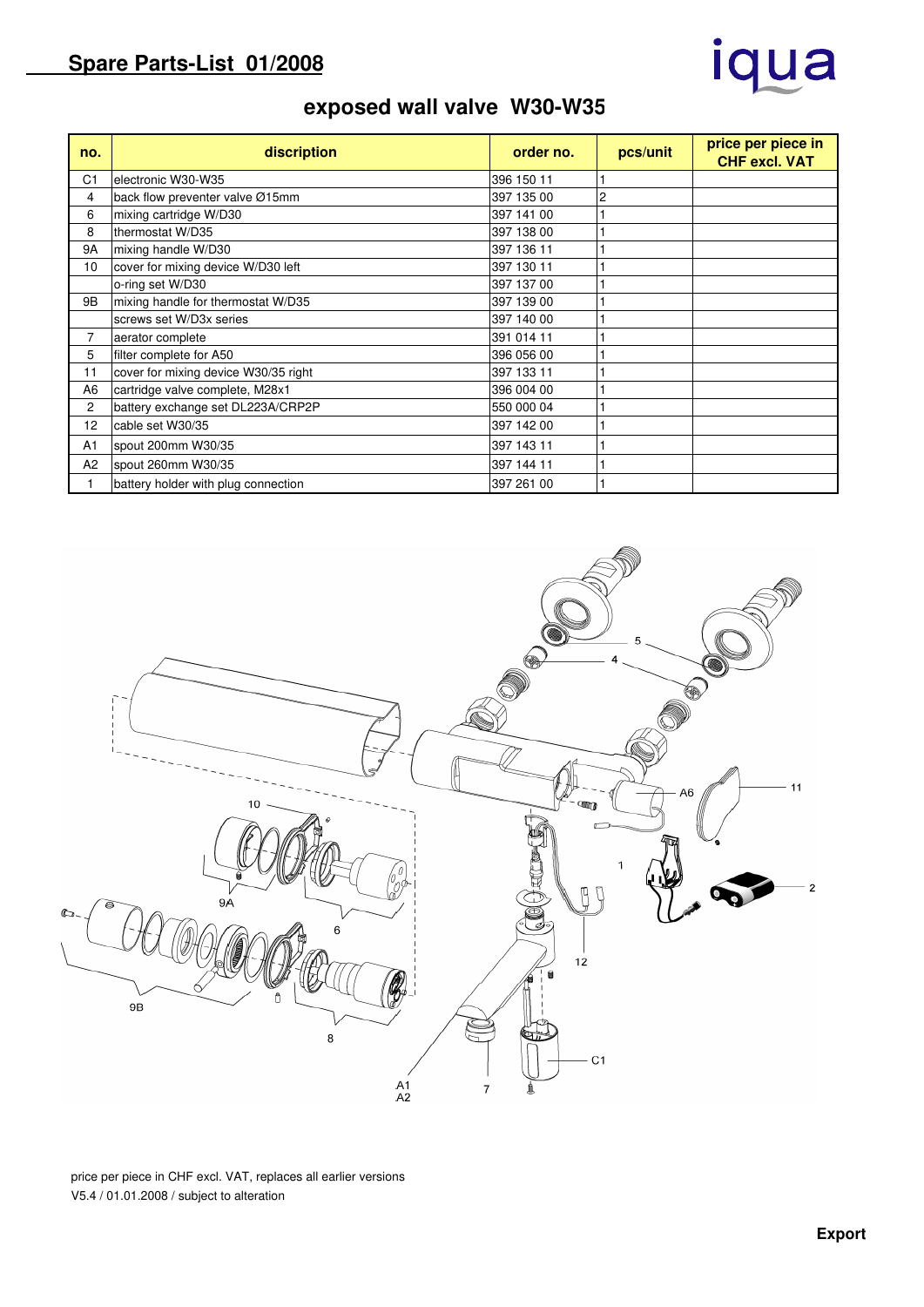## Spare Parts-List 01/2008

iqua

# exposed wall valve W30-W35

| no. | discription | order no. | pcs/unit | price per piece in CHF excl. VAT |
|---|---|---|---|---|
| C1 | electronic W30-W35 | 396 150 11 | 1 | |
| 4 | back flow preventer valve Ø15mm | 397 135 00 | 2 | |
| 6 | mixing cartridge W/D30 | 397 141 00 | 1 | |
| 8 | thermostat W/D35 | 397 138 00 | 1 | |
| 9A | mixing handle W/D30 | 397 136 11 | 1 | |
| 10 | cover for mixing device W/D30 left | 397 130 11 | 1 | |
| | o-ring set W/D30 | 397 137 00 | 1 | |
| 9B | mixing handle for thermostat W/D35 | 397 139 00 | 1 | |
| | screws set W/D3x series | 397 140 00 | 1 | |
| 7 | aerator complete | 391 014 11 | 1 | |
| 5 | filter complete for A50 | 396 056 00 | 1 | |
| 11 | cover for mixing device W30/35 right | 397 133 11 | 1 | |
| A6 | cartridge valve complete, M28x1 | 396 004 00 | 1 | |
| 2 | battery exchange set DL223A/CRP2P | 550 000 04 | 1 | |
| 12 | cable set W30/35 | 397 142 00 | 1 | |
| A1 | spout 200mm W30/35 | 397 143 11 | 1 | |
| A2 | spout 260mm W30/35 | 397 144 11 | 1 | |
| 1 | battery holder with plug connection | 397 261 00 | 1 | |

price per piece in CHF excl. VAT, replaces all earlier versions
V5.4 / 01.01.2008 / subject to alteration

**Export**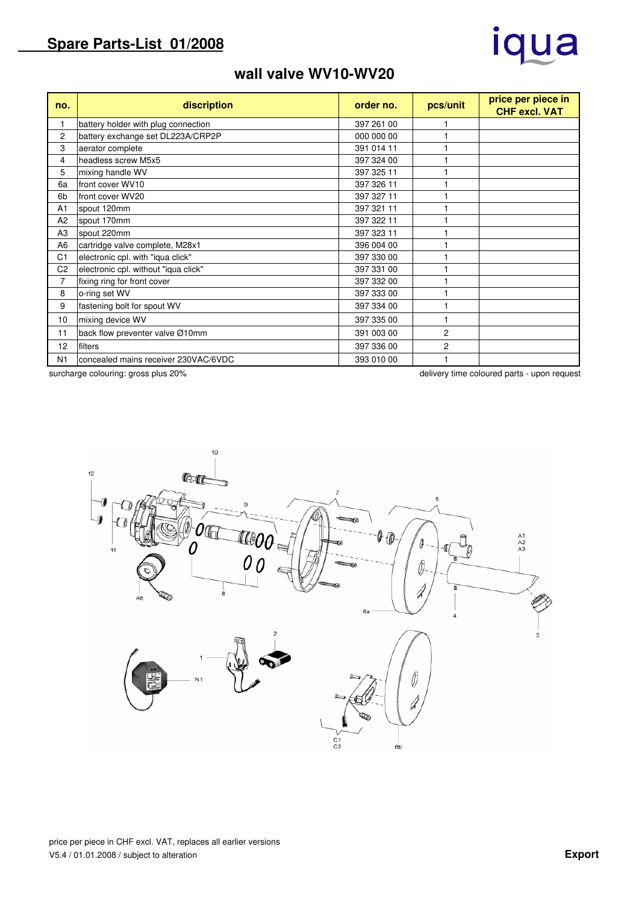## Spare Parts-List 01/2008

iqua

# wall valve WV10-WV20

| no. | discription | order no. | pcs/unit | price per piece in CHF excl. VAT |
|---|---|---|---|---|
| 1 | battery holder with plug connection | 397 261 00 | 1 | |
| 2 | battery exchange set DL223A/CRP2P | 000 000 00 | 1 | |
| 3 | aerator complete | 391 014 11 | 1 | |
| 4 | headless screw M5x5 | 397 324 00 | 1 | |
| 5 | mixing handle WV | 397 325 11 | 1 | |
| 6a | front cover WV10 | 397 326 11 | 1 | |
| 6b | front cover WV20 | 397 327 11 | 1 | |
| A1 | spout 120mm | 397 321 11 | 1 | |
| A2 | spout 170mm | 397 322 11 | 1 | |
| A3 | spout 220mm | 397 323 11 | 1 | |
| A6 | cartridge valve complete, M28x1 | 396 004 00 | 1 | |
| C1 | electronic cpl. with "iqua click" | 397 330 00 | 1 | |
| C2 | electronic cpl. without "iqua click" | 397 331 00 | 1 | |
| 7 | fixing ring for front cover | 397 332 00 | 1 | |
| 8 | o-ring set WV | 397 333 00 | 1 | |
| 9 | fastening bolt for spout WV | 397 334 00 | 1 | |
| 10 | mixing device WV | 397 335 00 | 1 | |
| 11 | back flow preventer valve Ø10mm | 391 003 00 | 2 | |
| 12 | filters | 397 336 00 | 2 | |
| N1 | concealed mains receiver 230VAC/6VDC | 393 010 00 | 1 | |

surcharge colouring: gross plus 20%

delivery time coloured parts - upon request

12
10
9
7
5
11
A6
8
6a
4
A1
A2
A3
3
2
1
N1
C1
C2
6b

price per piece in CHF excl. VAT, replaces all earlier versions

V5.4 / 01.01.2008 / subject to alteration

**Export**